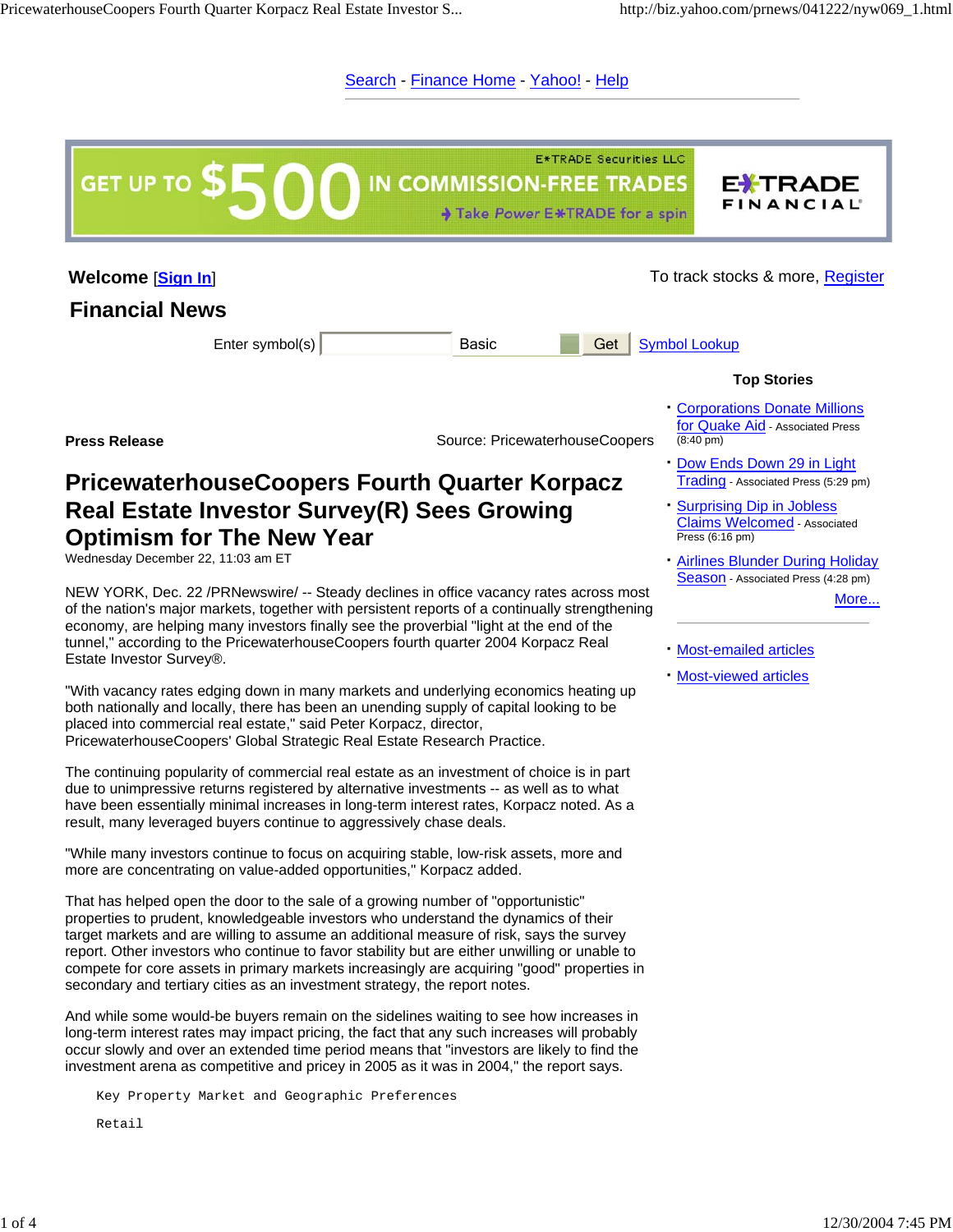Search - Finance Home - Yahoo! - Help

GET UP TO $500 IN COMMISSION-FREE TRADES

E*TRADE Securities LLC

Take Power E*TRADE for a spin

E*TRADE FINANCIAL

**Welcome** [Sign In]

To track stocks & more, Register

## Financial News

Enter symbol(s) Basic Get Symbol Lookup

**Press Release**

Source: PricewaterhouseCoopers

# PricewaterhouseCoopers Fourth Quarter Korpacz Real Estate Investor Survey(R) Sees Growing Optimism for The New Year

Wednesday December 22, 11:03 am ET

NEW YORK, Dec. 22 /PRNewswire/ -- Steady declines in office vacancy rates across most of the nation's major markets, together with persistent reports of a continually strengthening economy, are helping many investors finally see the proverbial "light at the end of the tunnel," according to the PricewaterhouseCoopers fourth quarter 2004 Korpacz Real Estate Investor Survey®.

"With vacancy rates edging down in many markets and underlying economics heating up both nationally and locally, there has been an unending supply of capital looking to be placed into commercial real estate," said Peter Korpacz, director, PricewaterhouseCoopers' Global Strategic Real Estate Research Practice.

The continuing popularity of commercial real estate as an investment of choice is in part due to unimpressive returns registered by alternative investments -- as well as to what have been essentially minimal increases in long-term interest rates, Korpacz noted. As a result, many leveraged buyers continue to aggressively chase deals.

"While many investors continue to focus on acquiring stable, low-risk assets, more and more are concentrating on value-added opportunities," Korpacz added.

That has helped open the door to the sale of a growing number of "opportunistic" properties to prudent, knowledgeable investors who understand the dynamics of their target markets and are willing to assume an additional measure of risk, says the survey report. Other investors who continue to favor stability but are either unwilling or unable to compete for core assets in primary markets increasingly are acquiring "good" properties in secondary and tertiary cities as an investment strategy, the report notes.

And while some would-be buyers remain on the sidelines waiting to see how increases in long-term interest rates may impact pricing, the fact that any such increases will probably occur slowly and over an extended time period means that "investors are likely to find the investment arena as competitive and pricey in 2005 as it was in 2004," the report says.

```
Key Property Market and Geographic Preferences

Retail
```

**Top Stories**

- Corporations Donate Millions for Quake Aid - Associated Press (8:40 pm)
- Dow Ends Down 29 in Light Trading - Associated Press (5:29 pm)
- Surprising Dip in Jobless Claims Welcomed - Associated Press (6:16 pm)
- Airlines Blunder During Holiday Season - Associated Press (4:28 pm)

More...

- Most-emailed articles
- Most-viewed articles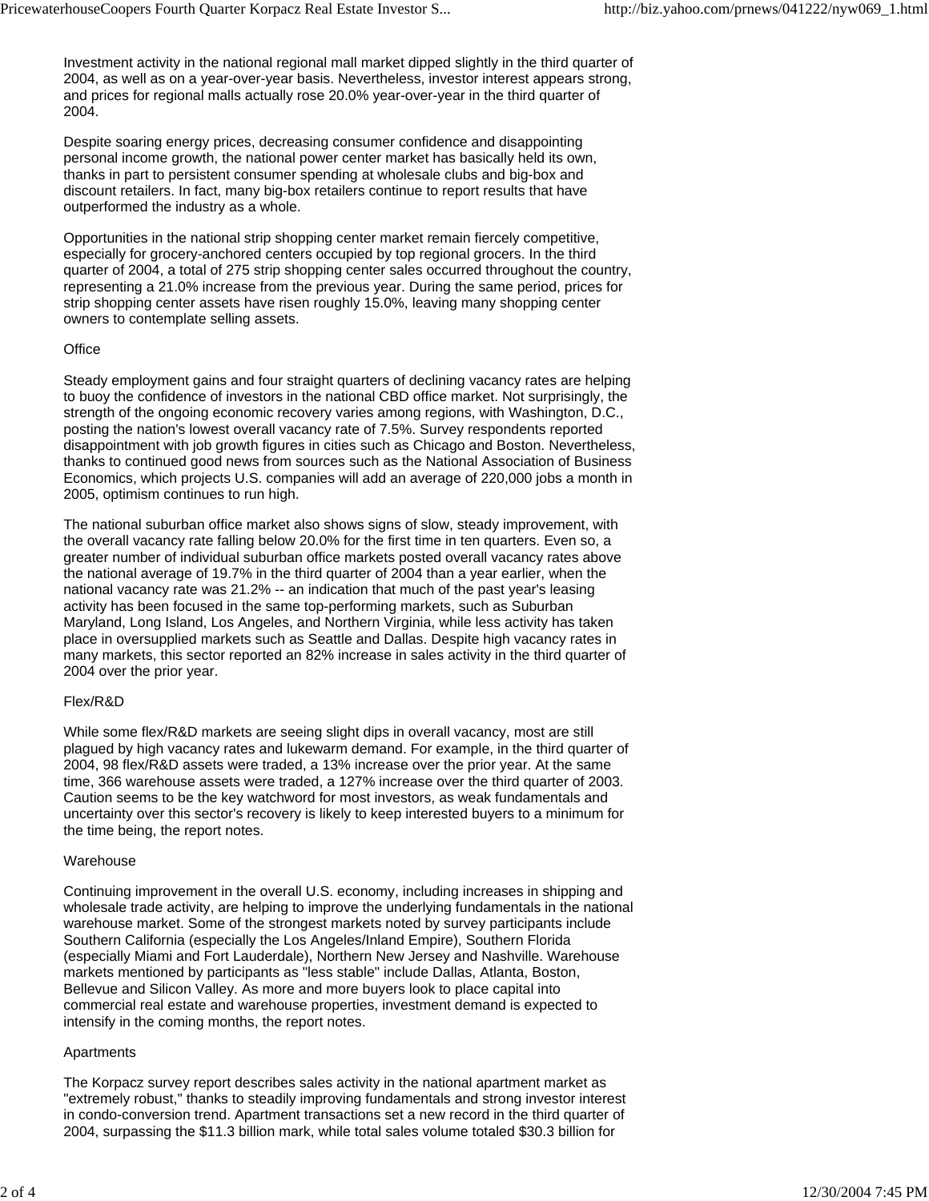Investment activity in the national regional mall market dipped slightly in the third quarter of 2004, as well as on a year-over-year basis. Nevertheless, investor interest appears strong, and prices for regional malls actually rose 20.0% year-over-year in the third quarter of 2004.

Despite soaring energy prices, decreasing consumer confidence and disappointing personal income growth, the national power center market has basically held its own, thanks in part to persistent consumer spending at wholesale clubs and big-box and discount retailers. In fact, many big-box retailers continue to report results that have outperformed the industry as a whole.

Opportunities in the national strip shopping center market remain fiercely competitive, especially for grocery-anchored centers occupied by top regional grocers. In the third quarter of 2004, a total of 275 strip shopping center sales occurred throughout the country, representing a 21.0% increase from the previous year. During the same period, prices for strip shopping center assets have risen roughly 15.0%, leaving many shopping center owners to contemplate selling assets.

## Office

Steady employment gains and four straight quarters of declining vacancy rates are helping to buoy the confidence of investors in the national CBD office market. Not surprisingly, the strength of the ongoing economic recovery varies among regions, with Washington, D.C., posting the nation's lowest overall vacancy rate of 7.5%. Survey respondents reported disappointment with job growth figures in cities such as Chicago and Boston. Nevertheless, thanks to continued good news from sources such as the National Association of Business Economics, which projects U.S. companies will add an average of 220,000 jobs a month in 2005, optimism continues to run high.

The national suburban office market also shows signs of slow, steady improvement, with the overall vacancy rate falling below 20.0% for the first time in ten quarters. Even so, a greater number of individual suburban office markets posted overall vacancy rates above the national average of 19.7% in the third quarter of 2004 than a year earlier, when the national vacancy rate was 21.2% -- an indication that much of the past year's leasing activity has been focused in the same top-performing markets, such as Suburban Maryland, Long Island, Los Angeles, and Northern Virginia, while less activity has taken place in oversupplied markets such as Seattle and Dallas. Despite high vacancy rates in many markets, this sector reported an 82% increase in sales activity in the third quarter of 2004 over the prior year.

## Flex/R&D

While some flex/R&D markets are seeing slight dips in overall vacancy, most are still plagued by high vacancy rates and lukewarm demand. For example, in the third quarter of 2004, 98 flex/R&D assets were traded, a 13% increase over the prior year. At the same time, 366 warehouse assets were traded, a 127% increase over the third quarter of 2003. Caution seems to be the key watchword for most investors, as weak fundamentals and uncertainty over this sector's recovery is likely to keep interested buyers to a minimum for the time being, the report notes.

## Warehouse

Continuing improvement in the overall U.S. economy, including increases in shipping and wholesale trade activity, are helping to improve the underlying fundamentals in the national warehouse market. Some of the strongest markets noted by survey participants include Southern California (especially the Los Angeles/Inland Empire), Southern Florida (especially Miami and Fort Lauderdale), Northern New Jersey and Nashville. Warehouse markets mentioned by participants as "less stable" include Dallas, Atlanta, Boston, Bellevue and Silicon Valley. As more and more buyers look to place capital into commercial real estate and warehouse properties, investment demand is expected to intensify in the coming months, the report notes.

## Apartments

The Korpacz survey report describes sales activity in the national apartment market as "extremely robust," thanks to steadily improving fundamentals and strong investor interest in condo-conversion trend. Apartment transactions set a new record in the third quarter of 2004, surpassing the $11.3 billion mark, while total sales volume totaled $30.3 billion for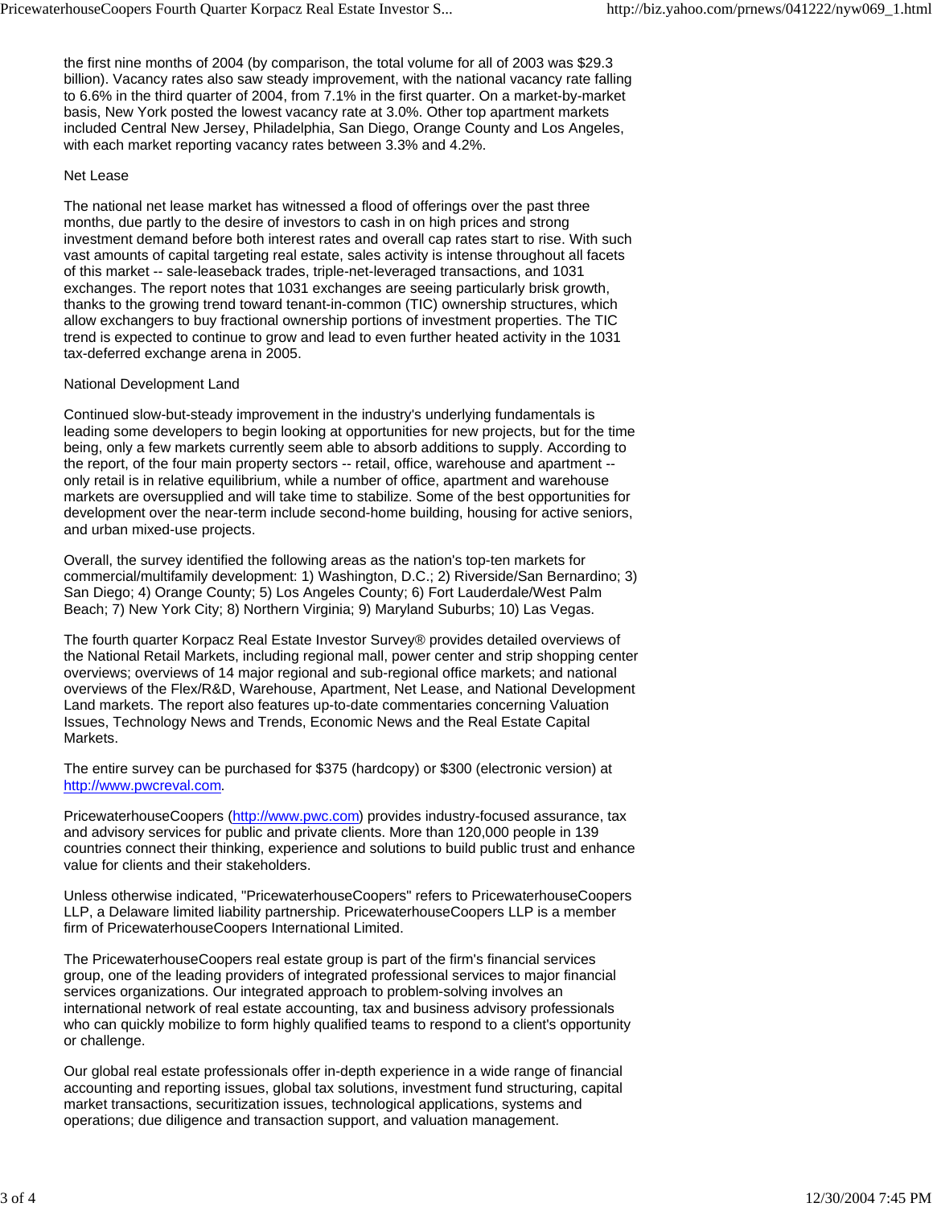the first nine months of 2004 (by comparison, the total volume for all of 2003 was $29.3 billion). Vacancy rates also saw steady improvement, with the national vacancy rate falling to 6.6% in the third quarter of 2004, from 7.1% in the first quarter. On a market-by-market basis, New York posted the lowest vacancy rate at 3.0%. Other top apartment markets included Central New Jersey, Philadelphia, San Diego, Orange County and Los Angeles, with each market reporting vacancy rates between 3.3% and 4.2%.

Net Lease

The national net lease market has witnessed a flood of offerings over the past three months, due partly to the desire of investors to cash in on high prices and strong investment demand before both interest rates and overall cap rates start to rise. With such vast amounts of capital targeting real estate, sales activity is intense throughout all facets of this market -- sale-leaseback trades, triple-net-leveraged transactions, and 1031 exchanges. The report notes that 1031 exchanges are seeing particularly brisk growth, thanks to the growing trend toward tenant-in-common (TIC) ownership structures, which allow exchangers to buy fractional ownership portions of investment properties. The TIC trend is expected to continue to grow and lead to even further heated activity in the 1031 tax-deferred exchange arena in 2005.

National Development Land

Continued slow-but-steady improvement in the industry's underlying fundamentals is leading some developers to begin looking at opportunities for new projects, but for the time being, only a few markets currently seem able to absorb additions to supply. According to the report, of the four main property sectors -- retail, office, warehouse and apartment -- only retail is in relative equilibrium, while a number of office, apartment and warehouse markets are oversupplied and will take time to stabilize. Some of the best opportunities for development over the near-term include second-home building, housing for active seniors, and urban mixed-use projects.

Overall, the survey identified the following areas as the nation's top-ten markets for commercial/multifamily development: 1) Washington, D.C.; 2) Riverside/San Bernardino; 3) San Diego; 4) Orange County; 5) Los Angeles County; 6) Fort Lauderdale/West Palm Beach; 7) New York City; 8) Northern Virginia; 9) Maryland Suburbs; 10) Las Vegas.

The fourth quarter Korpacz Real Estate Investor Survey® provides detailed overviews of the National Retail Markets, including regional mall, power center and strip shopping center overviews; overviews of 14 major regional and sub-regional office markets; and national overviews of the Flex/R&D, Warehouse, Apartment, Net Lease, and National Development Land markets. The report also features up-to-date commentaries concerning Valuation Issues, Technology News and Trends, Economic News and the Real Estate Capital Markets.

The entire survey can be purchased for $375 (hardcopy) or $300 (electronic version) at http://www.pwcreval.com.

PricewaterhouseCoopers (http://www.pwc.com) provides industry-focused assurance, tax and advisory services for public and private clients. More than 120,000 people in 139 countries connect their thinking, experience and solutions to build public trust and enhance value for clients and their stakeholders.

Unless otherwise indicated, "PricewaterhouseCoopers" refers to PricewaterhouseCoopers LLP, a Delaware limited liability partnership. PricewaterhouseCoopers LLP is a member firm of PricewaterhouseCoopers International Limited.

The PricewaterhouseCoopers real estate group is part of the firm's financial services group, one of the leading providers of integrated professional services to major financial services organizations. Our integrated approach to problem-solving involves an international network of real estate accounting, tax and business advisory professionals who can quickly mobilize to form highly qualified teams to respond to a client's opportunity or challenge.

Our global real estate professionals offer in-depth experience in a wide range of financial accounting and reporting issues, global tax solutions, investment fund structuring, capital market transactions, securitization issues, technological applications, systems and operations; due diligence and transaction support, and valuation management.